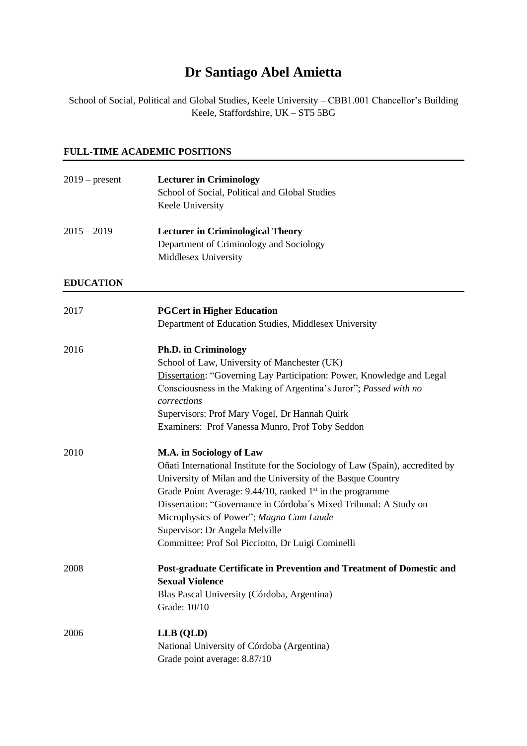# Dr Santiago Abel Amietta

School of Social, Political and Global Studies, Keele University – CBB1.001 Chancellor's Building
Keele, Staffordshire, UK – ST5 5BG

## FULL-TIME ACADEMIC POSITIONS

2019 – present **Lecturer in Criminology**
School of Social, Political and Global Studies
Keele University

2015 – 2019 **Lecturer in Criminological Theory**
Department of Criminology and Sociology
Middlesex University

## EDUCATION

2017 **PGCert in Higher Education**
Department of Education Studies, Middlesex University

2016 **Ph.D. in Criminology**
School of Law, University of Manchester (UK)
Dissertation: "Governing Lay Participation: Power, Knowledge and Legal Consciousness in the Making of Argentina's Juror"; *Passed with no corrections*
Supervisors: Prof Mary Vogel, Dr Hannah Quirk
Examiners: Prof Vanessa Munro, Prof Toby Seddon

2010 **M.A. in Sociology of Law**
Oñati International Institute for the Sociology of Law (Spain), accredited by University of Milan and the University of the Basque Country
Grade Point Average: 9.44/10, ranked 1st in the programme
Dissertation: "Governance in Córdoba´s Mixed Tribunal: A Study on Microphysics of Power"; *Magna Cum Laude*
Supervisor: Dr Angela Melville
Committee: Prof Sol Picciotto, Dr Luigi Cominelli

2008 **Post-graduate Certificate in Prevention and Treatment of Domestic and Sexual Violence**
Blas Pascal University (Córdoba, Argentina)
Grade: 10/10

2006 **LLB (QLD)**
National University of Córdoba (Argentina)
Grade point average: 8.87/10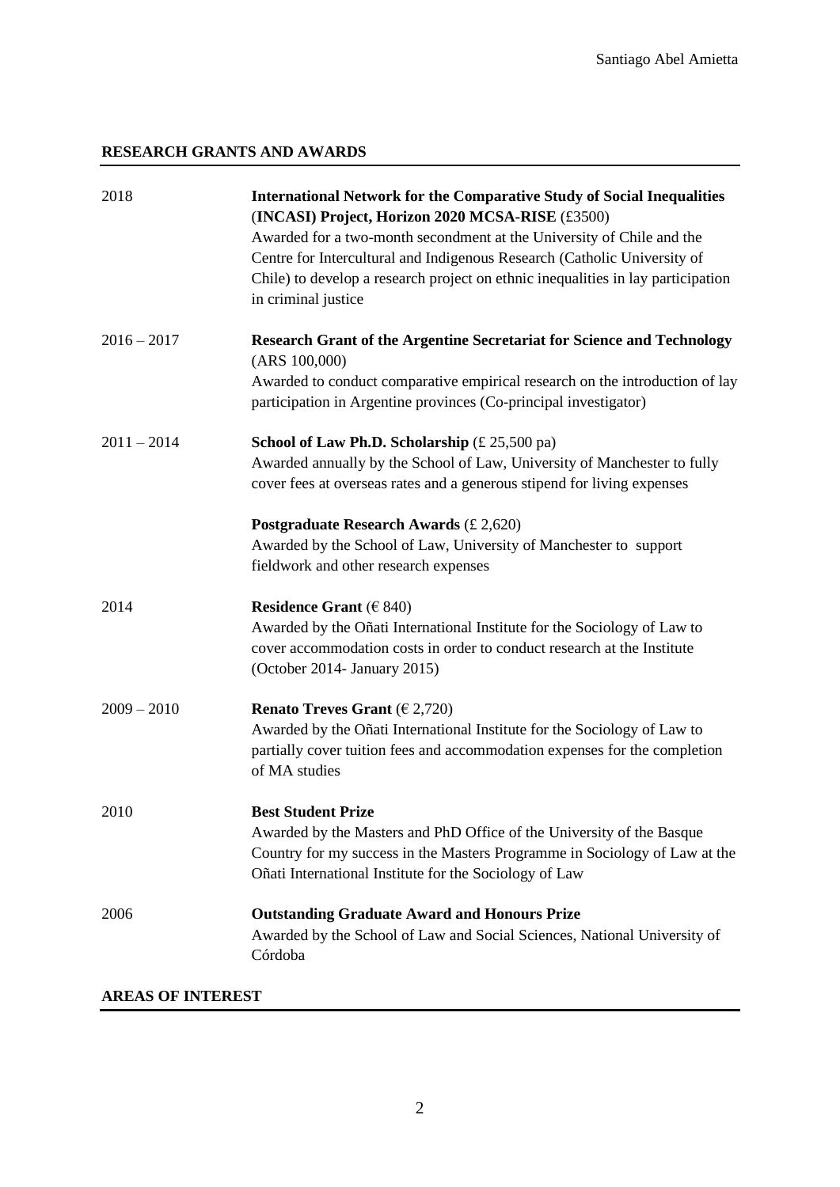## RESEARCH GRANTS AND AWARDS

| | |
|---|---|
| 2018 | **International Network for the Comparative Study of Social Inequalities (INCASI) Project, Horizon 2020 MCSA-RISE** (£3500)<br>Awarded for a two-month secondment at the University of Chile and the Centre for Intercultural and Indigenous Research (Catholic University of Chile) to develop a research project on ethnic inequalities in lay participation in criminal justice |
| 2016 – 2017 | **Research Grant of the Argentine Secretariat for Science and Technology** (ARS 100,000)<br>Awarded to conduct comparative empirical research on the introduction of lay participation in Argentine provinces (Co-principal investigator) |
| 2011 – 2014 | **School of Law Ph.D. Scholarship** (£ 25,500 pa)<br>Awarded annually by the School of Law, University of Manchester to fully cover fees at overseas rates and a generous stipend for living expenses |
| | **Postgraduate Research Awards** (£ 2,620)<br>Awarded by the School of Law, University of Manchester to support fieldwork and other research expenses |
| 2014 | **Residence Grant** (€ 840)<br>Awarded by the Oñati International Institute for the Sociology of Law to cover accommodation costs in order to conduct research at the Institute (October 2014- January 2015) |
| 2009 – 2010 | **Renato Treves Grant** (€ 2,720)<br>Awarded by the Oñati International Institute for the Sociology of Law to partially cover tuition fees and accommodation expenses for the completion of MA studies |
| 2010 | **Best Student Prize**<br>Awarded by the Masters and PhD Office of the University of the Basque Country for my success in the Masters Programme in Sociology of Law at the Oñati International Institute for the Sociology of Law |
| 2006 | **Outstanding Graduate Award and Honours Prize**<br>Awarded by the School of Law and Social Sciences, National University of Córdoba |

## AREAS OF INTEREST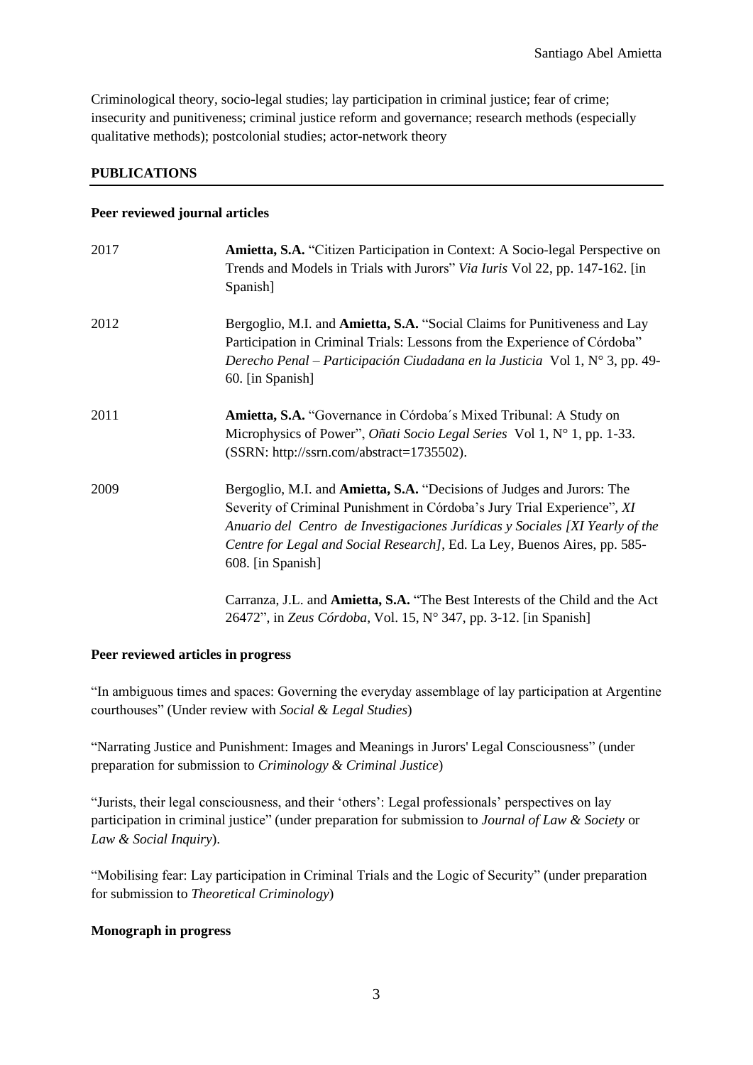Criminological theory, socio-legal studies; lay participation in criminal justice; fear of crime; insecurity and punitiveness; criminal justice reform and governance; research methods (especially qualitative methods); postcolonial studies; actor-network theory

## PUBLICATIONS

### Peer reviewed journal articles

| | |
|---|---|
| 2017 | **Amietta, S.A.** "Citizen Participation in Context: A Socio-legal Perspective on Trends and Models in Trials with Jurors" *Via Iuris* Vol 22, pp. 147-162. [in Spanish] |
| 2012 | Bergoglio, M.I. and **Amietta, S.A.** "Social Claims for Punitiveness and Lay Participation in Criminal Trials: Lessons from the Experience of Córdoba" *Derecho Penal – Participación Ciudadana en la Justicia* Vol 1, N° 3, pp. 49-60. [in Spanish] |
| 2011 | **Amietta, S.A.** "Governance in Córdoba´s Mixed Tribunal: A Study on Microphysics of Power", *Oñati Socio Legal Series* Vol 1, N° 1, pp. 1-33. (SSRN: http://ssrn.com/abstract=1735502). |
| 2009 | Bergoglio, M.I. and **Amietta, S.A.** "Decisions of Judges and Jurors: The Severity of Criminal Punishment in Córdoba's Jury Trial Experience", *XI Anuario del Centro de Investigaciones Jurídicas y Sociales [XI Yearly of the Centre for Legal and Social Research]*, Ed. La Ley, Buenos Aires, pp. 585-608. [in Spanish] |
| | Carranza, J.L. and **Amietta, S.A.** "The Best Interests of the Child and the Act 26472", in *Zeus Córdoba*, Vol. 15, N° 347, pp. 3-12. [in Spanish] |

### Peer reviewed articles in progress

"In ambiguous times and spaces: Governing the everyday assemblage of lay participation at Argentine courthouses" (Under review with *Social & Legal Studies*)

"Narrating Justice and Punishment: Images and Meanings in Jurors' Legal Consciousness" (under preparation for submission to *Criminology & Criminal Justice*)

"Jurists, their legal consciousness, and their 'others': Legal professionals' perspectives on lay participation in criminal justice" (under preparation for submission to *Journal of Law & Society* or *Law & Social Inquiry*).

"Mobilising fear: Lay participation in Criminal Trials and the Logic of Security" (under preparation for submission to *Theoretical Criminology*)

### Monograph in progress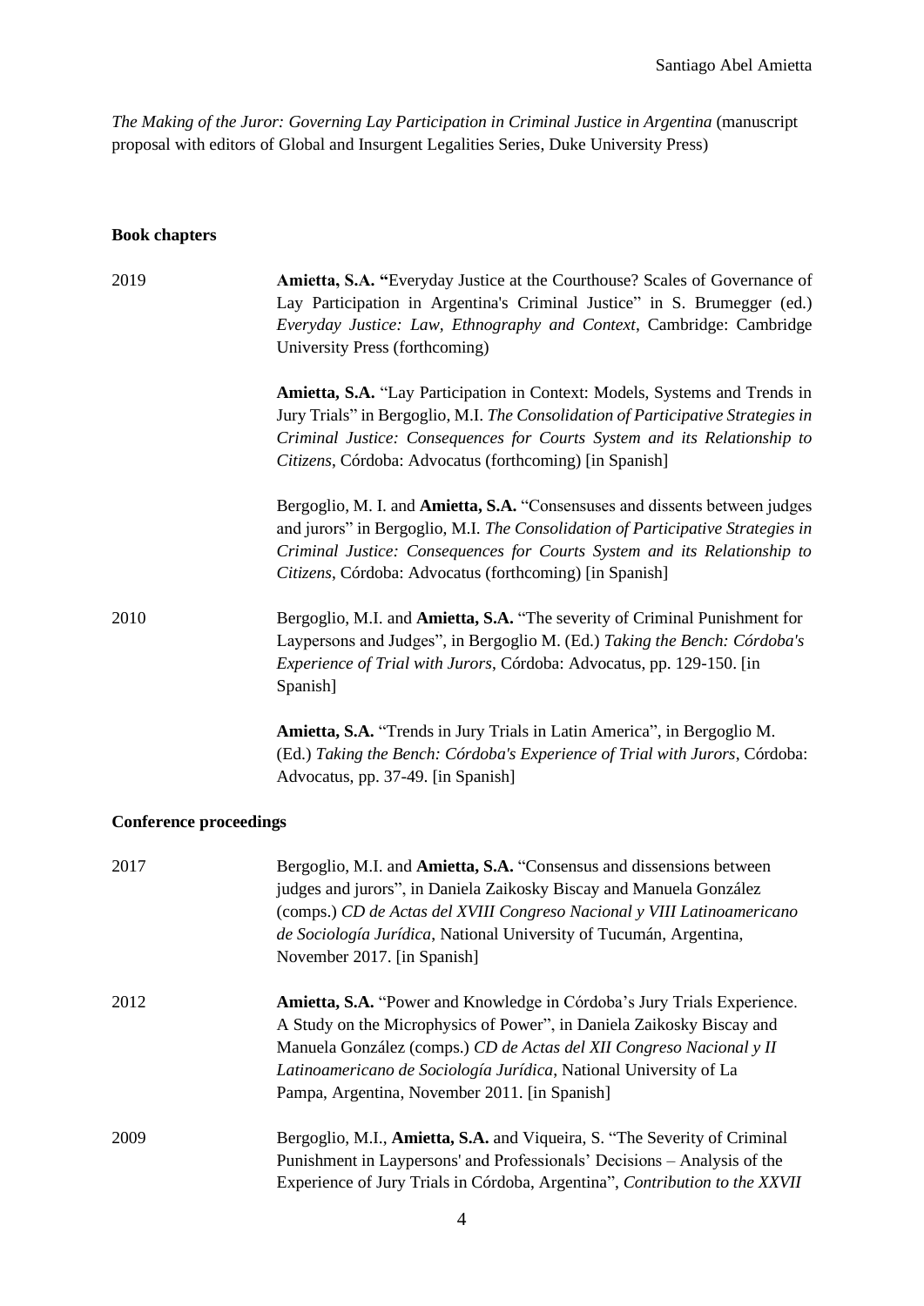*The Making of the Juror: Governing Lay Participation in Criminal Justice in Argentina* (manuscript proposal with editors of Global and Insurgent Legalities Series, Duke University Press)

### Book chapters

2019 — **Amietta, S.A. "**Everyday Justice at the Courthouse? Scales of Governance of Lay Participation in Argentina's Criminal Justice" in S. Brumegger (ed.) *Everyday Justice: Law, Ethnography and Context*, Cambridge: Cambridge University Press (forthcoming)

**Amietta, S.A.** "Lay Participation in Context: Models, Systems and Trends in Jury Trials" in Bergoglio, M.I. *The Consolidation of Participative Strategies in Criminal Justice: Consequences for Courts System and its Relationship to Citizens*, Córdoba: Advocatus (forthcoming) [in Spanish]

Bergoglio, M. I. and **Amietta, S.A.** "Consensuses and dissents between judges and jurors" in Bergoglio, M.I. *The Consolidation of Participative Strategies in Criminal Justice: Consequences for Courts System and its Relationship to Citizens*, Córdoba: Advocatus (forthcoming) [in Spanish]

2010 — Bergoglio, M.I. and **Amietta, S.A.** "The severity of Criminal Punishment for Laypersons and Judges", in Bergoglio M. (Ed.) *Taking the Bench: Córdoba's Experience of Trial with Jurors*, Córdoba: Advocatus, pp. 129-150. [in Spanish]

**Amietta, S.A.** "Trends in Jury Trials in Latin America", in Bergoglio M. (Ed.) *Taking the Bench: Córdoba's Experience of Trial with Jurors*, Córdoba: Advocatus, pp. 37-49. [in Spanish]

### Conference proceedings

2017 — Bergoglio, M.I. and **Amietta, S.A.** "Consensus and dissensions between judges and jurors", in Daniela Zaikosky Biscay and Manuela González (comps.) *CD de Actas del XVIII Congreso Nacional y VIII Latinoamericano de Sociología Jurídica*, National University of Tucumán, Argentina, November 2017. [in Spanish]

2012 — **Amietta, S.A.** "Power and Knowledge in Córdoba's Jury Trials Experience. A Study on the Microphysics of Power", in Daniela Zaikosky Biscay and Manuela González (comps.) *CD de Actas del XII Congreso Nacional y II Latinoamericano de Sociología Jurídica*, National University of La Pampa, Argentina, November 2011. [in Spanish]

2009 — Bergoglio, M.I., **Amietta, S.A.** and Viqueira, S. "The Severity of Criminal Punishment in Laypersons' and Professionals' Decisions – Analysis of the Experience of Jury Trials in Córdoba, Argentina", *Contribution to the XXVII*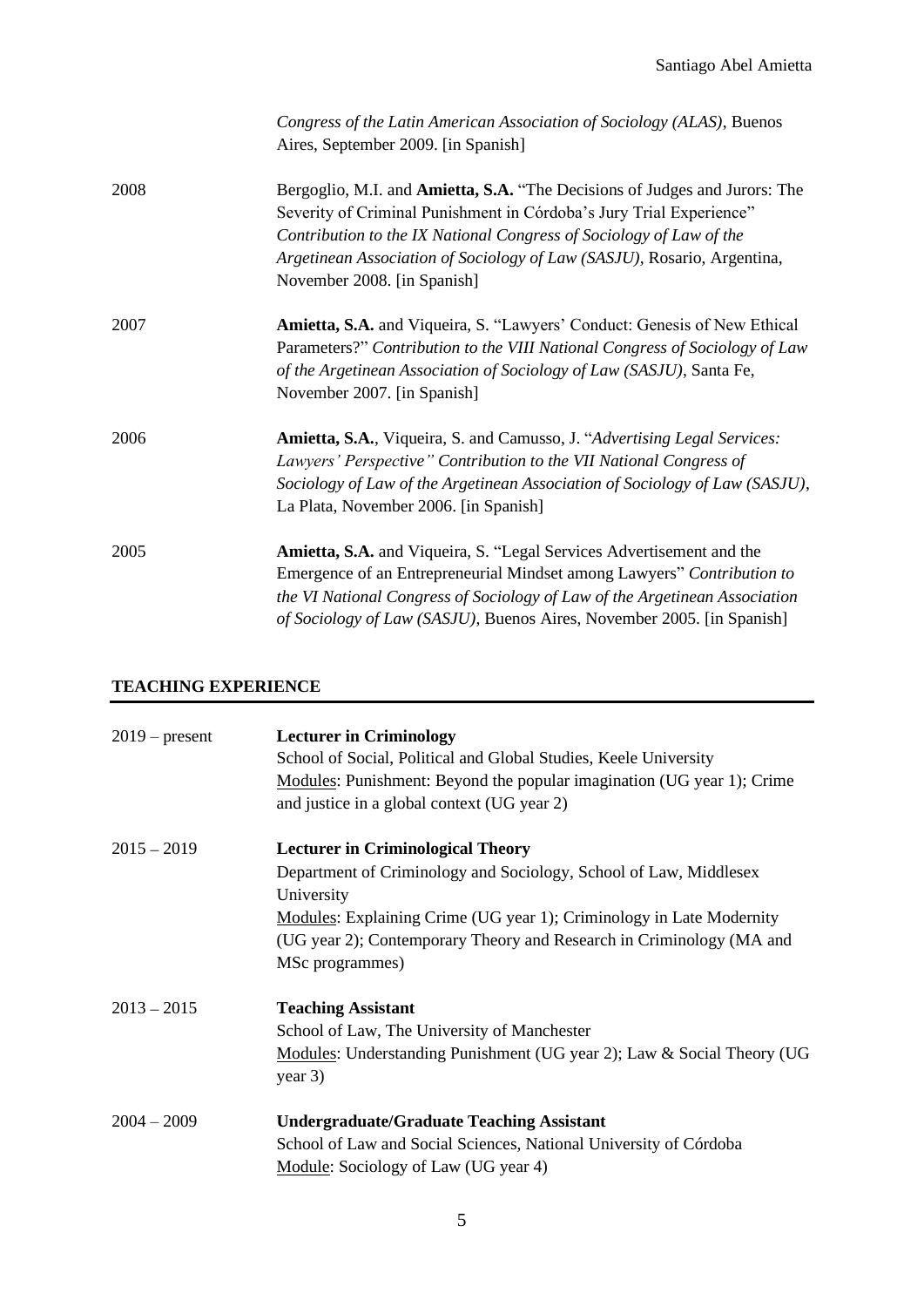*Congress of the Latin American Association of Sociology (ALAS)*, Buenos Aires, September 2009. [in Spanish]

2008 Bergoglio, M.I. and **Amietta, S.A.** "The Decisions of Judges and Jurors: The Severity of Criminal Punishment in Córdoba's Jury Trial Experience" *Contribution to the IX National Congress of Sociology of Law of the Argetinean Association of Sociology of Law (SASJU)*, Rosario, Argentina, November 2008. [in Spanish]

2007 **Amietta, S.A.** and Viqueira, S. "Lawyers' Conduct: Genesis of New Ethical Parameters?" *Contribution to the VIII National Congress of Sociology of Law of the Argetinean Association of Sociology of Law (SASJU)*, Santa Fe, November 2007. [in Spanish]

2006 **Amietta, S.A.**, Viqueira, S. and Camusso, J. "*Advertising Legal Services: Lawyers' Perspective" Contribution to the VII National Congress of Sociology of Law of the Argetinean Association of Sociology of Law (SASJU)*, La Plata, November 2006. [in Spanish]

2005 **Amietta, S.A.** and Viqueira, S. "Legal Services Advertisement and the Emergence of an Entrepreneurial Mindset among Lawyers" *Contribution to the VI National Congress of Sociology of Law of the Argetinean Association of Sociology of Law (SASJU)*, Buenos Aires, November 2005. [in Spanish]

## TEACHING EXPERIENCE

2019 – present **Lecturer in Criminology**
School of Social, Political and Global Studies, Keele University
Modules: Punishment: Beyond the popular imagination (UG year 1); Crime and justice in a global context (UG year 2)

2015 – 2019 **Lecturer in Criminological Theory**
Department of Criminology and Sociology, School of Law, Middlesex University
Modules: Explaining Crime (UG year 1); Criminology in Late Modernity (UG year 2); Contemporary Theory and Research in Criminology (MA and MSc programmes)

2013 – 2015 **Teaching Assistant**
School of Law, The University of Manchester
Modules: Understanding Punishment (UG year 2); Law & Social Theory (UG year 3)

2004 – 2009 **Undergraduate/Graduate Teaching Assistant**
School of Law and Social Sciences, National University of Córdoba
Module: Sociology of Law (UG year 4)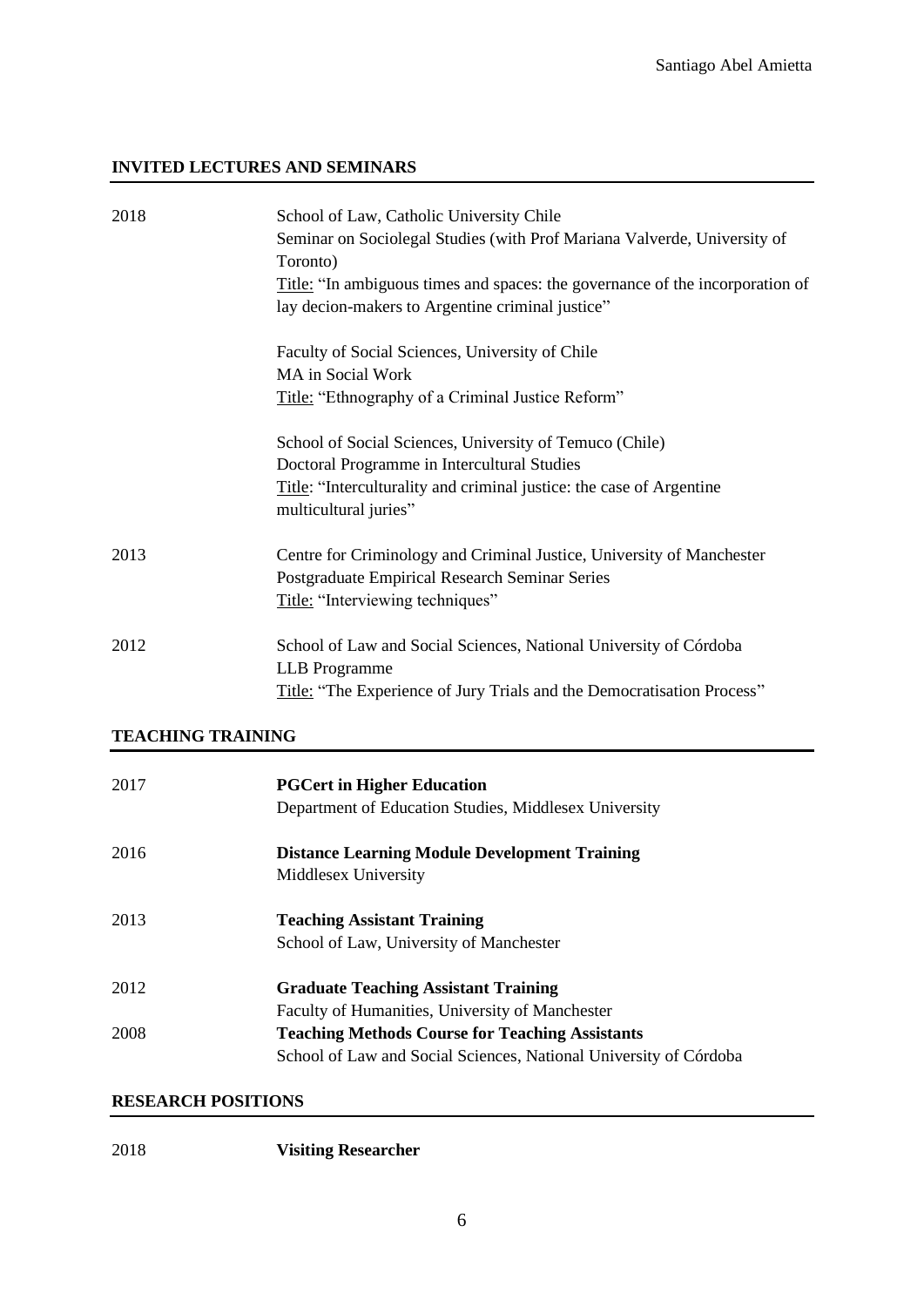## INVITED LECTURES AND SEMINARS

2018 School of Law, Catholic University Chile
Seminar on Sociolegal Studies (with Prof Mariana Valverde, University of Toronto)
Title: "In ambiguous times and spaces: the governance of the incorporation of lay decion-makers to Argentine criminal justice"

Faculty of Social Sciences, University of Chile
MA in Social Work
Title: "Ethnography of a Criminal Justice Reform"

School of Social Sciences, University of Temuco (Chile)
Doctoral Programme in Intercultural Studies
Title: "Interculturality and criminal justice: the case of Argentine multicultural juries"

2013 Centre for Criminology and Criminal Justice, University of Manchester
Postgraduate Empirical Research Seminar Series
Title: "Interviewing techniques"

2012 School of Law and Social Sciences, National University of Córdoba
LLB Programme
Title: "The Experience of Jury Trials and the Democratisation Process"

## TEACHING TRAINING

2017 **PGCert in Higher Education**
Department of Education Studies, Middlesex University

2016 **Distance Learning Module Development Training**
Middlesex University

2013 **Teaching Assistant Training**
School of Law, University of Manchester

2012 **Graduate Teaching Assistant Training**
Faculty of Humanities, University of Manchester

2008 **Teaching Methods Course for Teaching Assistants**
School of Law and Social Sciences, National University of Córdoba

## RESEARCH POSITIONS

2018 **Visiting Researcher**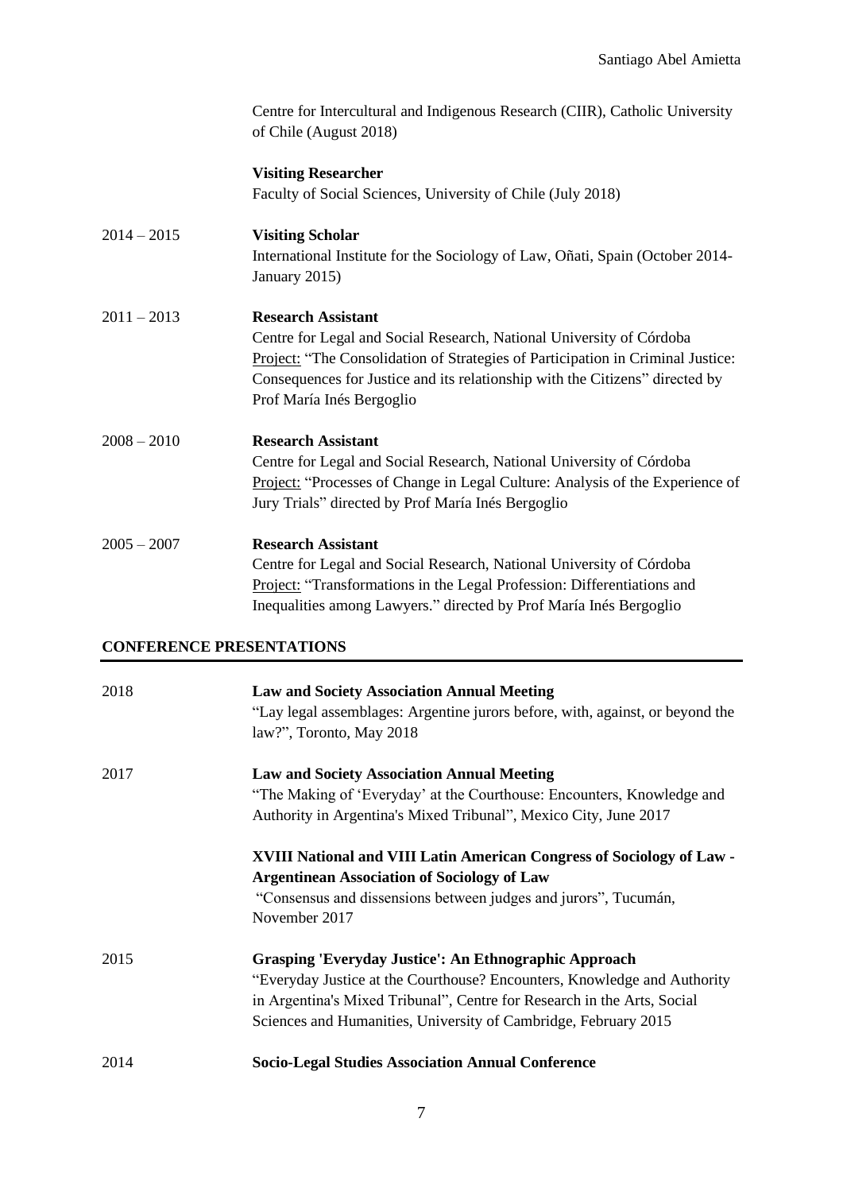Centre for Intercultural and Indigenous Research (CIIR), Catholic University of Chile (August 2018)

**Visiting Researcher**
Faculty of Social Sciences, University of Chile (July 2018)

2014 – 2015 **Visiting Scholar**
International Institute for the Sociology of Law, Oñati, Spain (October 2014-January 2015)

2011 – 2013 **Research Assistant**
Centre for Legal and Social Research, National University of Córdoba
Project: "The Consolidation of Strategies of Participation in Criminal Justice: Consequences for Justice and its relationship with the Citizens" directed by Prof María Inés Bergoglio

2008 – 2010 **Research Assistant**
Centre for Legal and Social Research, National University of Córdoba
Project: "Processes of Change in Legal Culture: Analysis of the Experience of Jury Trials" directed by Prof María Inés Bergoglio

2005 – 2007 **Research Assistant**
Centre for Legal and Social Research, National University of Córdoba
Project: "Transformations in the Legal Profession: Differentiations and Inequalities among Lawyers." directed by Prof María Inés Bergoglio

## CONFERENCE PRESENTATIONS

2018 **Law and Society Association Annual Meeting**
"Lay legal assemblages: Argentine jurors before, with, against, or beyond the law?", Toronto, May 2018

2017 **Law and Society Association Annual Meeting**
"The Making of 'Everyday' at the Courthouse: Encounters, Knowledge and Authority in Argentina's Mixed Tribunal", Mexico City, June 2017

**XVIII National and VIII Latin American Congress of Sociology of Law - Argentinean Association of Sociology of Law**
"Consensus and dissensions between judges and jurors", Tucumán, November 2017

2015 **Grasping 'Everyday Justice': An Ethnographic Approach**
"Everyday Justice at the Courthouse? Encounters, Knowledge and Authority in Argentina's Mixed Tribunal", Centre for Research in the Arts, Social Sciences and Humanities, University of Cambridge, February 2015

2014 **Socio-Legal Studies Association Annual Conference**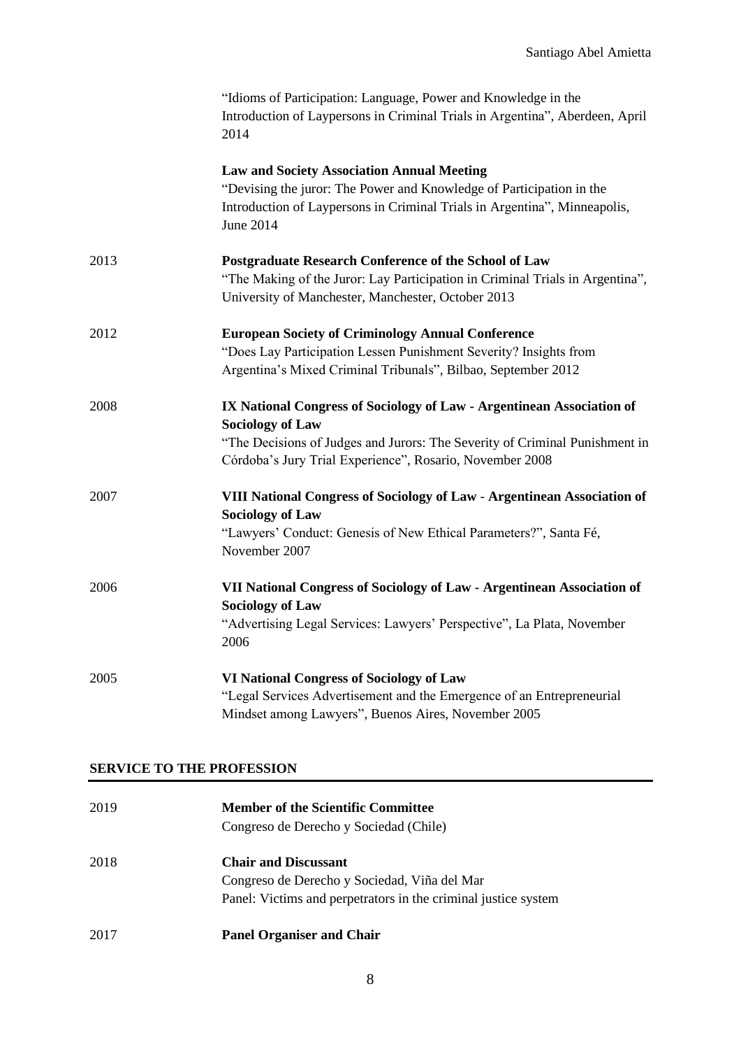“Idioms of Participation: Language, Power and Knowledge in the Introduction of Laypersons in Criminal Trials in Argentina”, Aberdeen, April 2014

**Law and Society Association Annual Meeting**
“Devising the juror: The Power and Knowledge of Participation in the Introduction of Laypersons in Criminal Trials in Argentina”, Minneapolis, June 2014

2013 **Postgraduate Research Conference of the School of Law**
“The Making of the Juror: Lay Participation in Criminal Trials in Argentina”, University of Manchester, Manchester, October 2013

2012 **European Society of Criminology Annual Conference**
“Does Lay Participation Lessen Punishment Severity? Insights from Argentina’s Mixed Criminal Tribunals”, Bilbao, September 2012

2008 **IX National Congress of Sociology of Law - Argentinean Association of Sociology of Law**
“The Decisions of Judges and Jurors: The Severity of Criminal Punishment in Córdoba’s Jury Trial Experience”, Rosario, November 2008

2007 **VIII National Congress of Sociology of Law - Argentinean Association of Sociology of Law**
“Lawyers’ Conduct: Genesis of New Ethical Parameters?”, Santa Fé, November 2007

2006 **VII National Congress of Sociology of Law - Argentinean Association of Sociology of Law**
“Advertising Legal Services: Lawyers’ Perspective”, La Plata, November 2006

2005 **VI National Congress of Sociology of Law**
“Legal Services Advertisement and the Emergence of an Entrepreneurial Mindset among Lawyers”, Buenos Aires, November 2005

## SERVICE TO THE PROFESSION

2019 **Member of the Scientific Committee**
Congreso de Derecho y Sociedad (Chile)

2018 **Chair and Discussant**
Congreso de Derecho y Sociedad, Viña del Mar
Panel: Victims and perpetrators in the criminal justice system

2017 **Panel Organiser and Chair**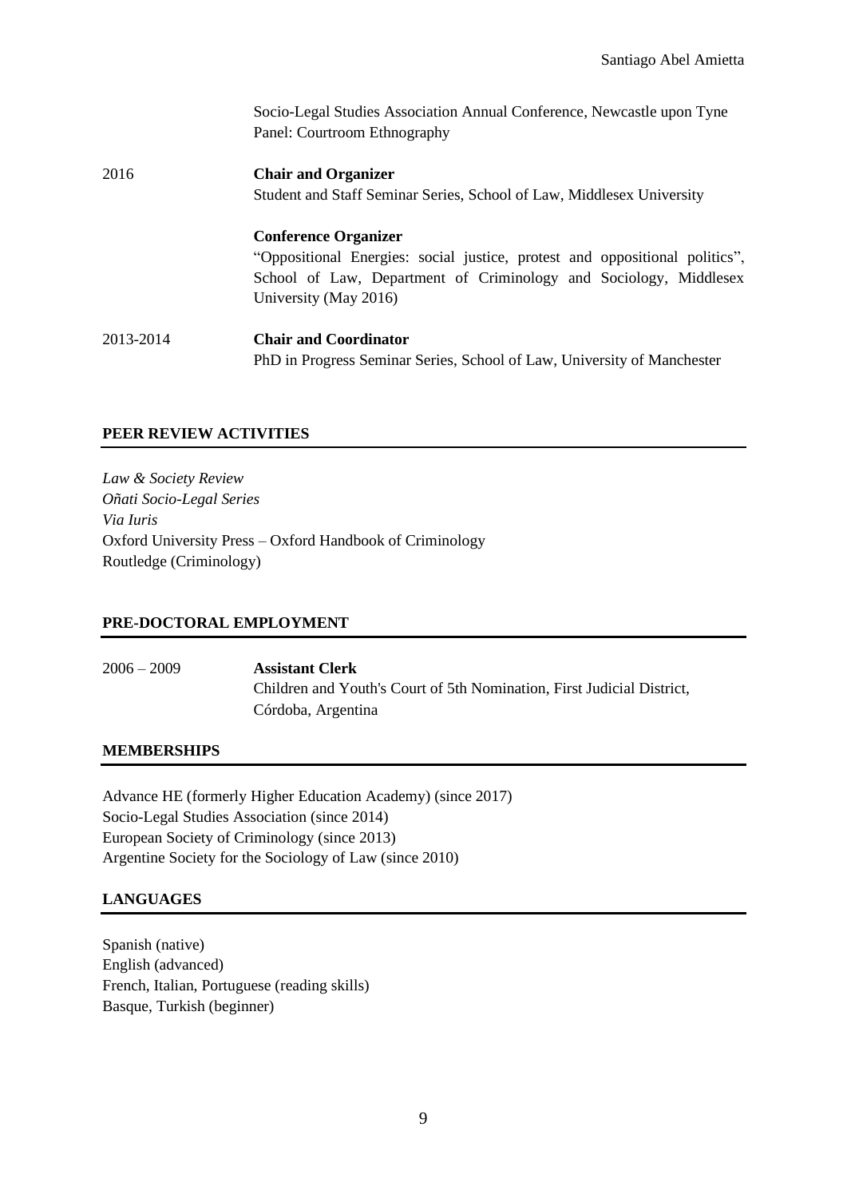Socio-Legal Studies Association Annual Conference, Newcastle upon Tyne
Panel: Courtroom Ethnography

2016 **Chair and Organizer**
Student and Staff Seminar Series, School of Law, Middlesex University

**Conference Organizer**
"Oppositional Energies: social justice, protest and oppositional politics", School of Law, Department of Criminology and Sociology, Middlesex University (May 2016)

2013-2014 **Chair and Coordinator**
PhD in Progress Seminar Series, School of Law, University of Manchester

## PEER REVIEW ACTIVITIES

*Law & Society Review*
*Oñati Socio-Legal Series*
*Via Iuris*
Oxford University Press – Oxford Handbook of Criminology
Routledge (Criminology)

## PRE-DOCTORAL EMPLOYMENT

2006 – 2009 **Assistant Clerk**
Children and Youth's Court of 5th Nomination, First Judicial District, Córdoba, Argentina

## MEMBERSHIPS

Advance HE (formerly Higher Education Academy) (since 2017)
Socio-Legal Studies Association (since 2014)
European Society of Criminology (since 2013)
Argentine Society for the Sociology of Law (since 2010)

## LANGUAGES

Spanish (native)
English (advanced)
French, Italian, Portuguese (reading skills)
Basque, Turkish (beginner)